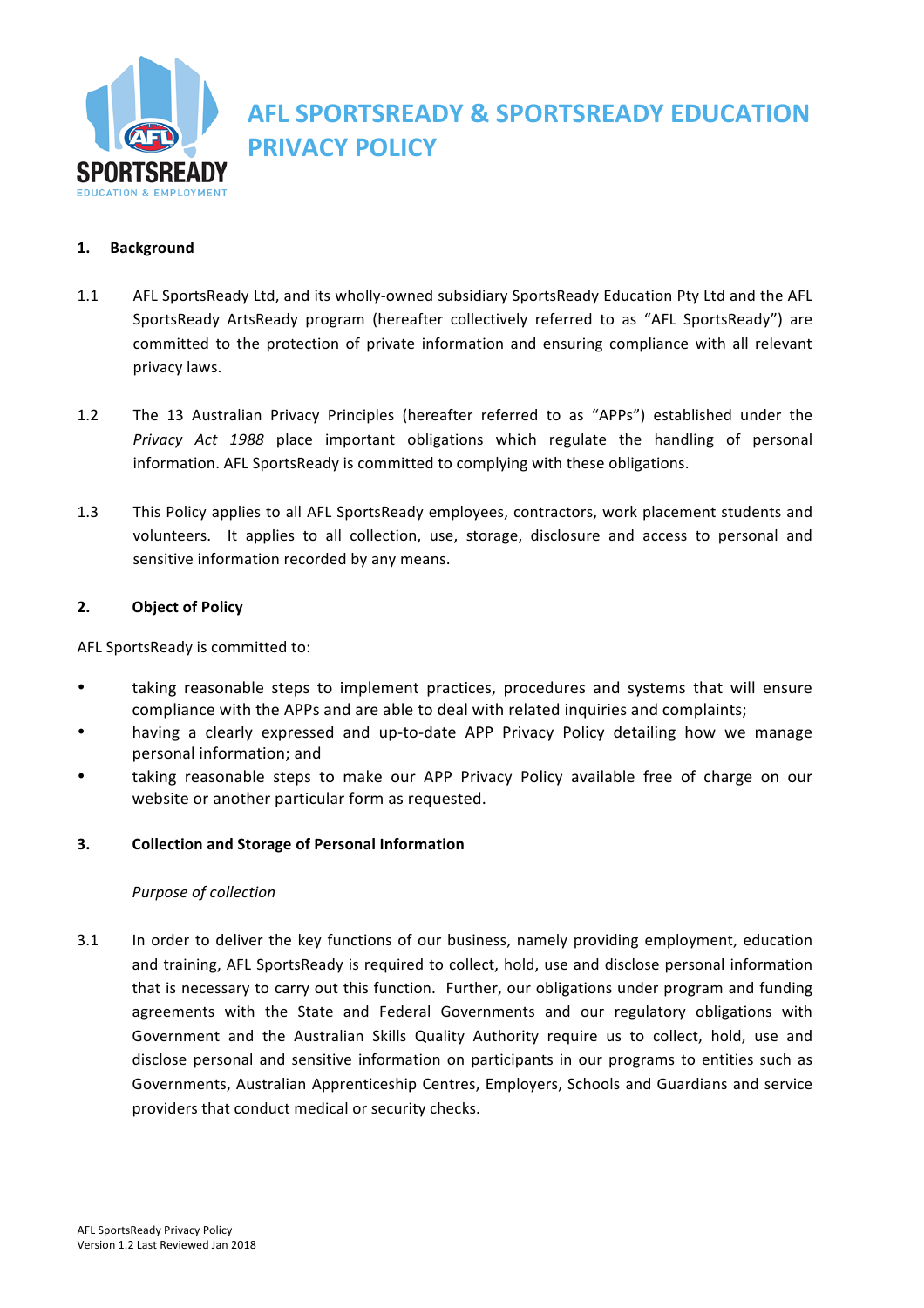# AFL SPORTSREADY & SPORTSREADY EDUCATION PRIVACY POLICY

## 1. Background

1.1 AFL SportsReady Ltd, and its wholly-owned subsidiary SportsReady Education Pty Ltd and the AFL SportsReady ArtsReady program (hereafter collectively referred to as "AFL SportsReady") are committed to the protection of private information and ensuring compliance with all relevant privacy laws.

1.2 The 13 Australian Privacy Principles (hereafter referred to as "APPs") established under the *Privacy Act 1988* place important obligations which regulate the handling of personal information. AFL SportsReady is committed to complying with these obligations.

1.3 This Policy applies to all AFL SportsReady employees, contractors, work placement students and volunteers. It applies to all collection, use, storage, disclosure and access to personal and sensitive information recorded by any means.

## 2. Object of Policy

AFL SportsReady is committed to:

- taking reasonable steps to implement practices, procedures and systems that will ensure compliance with the APPs and are able to deal with related inquiries and complaints;
- having a clearly expressed and up-to-date APP Privacy Policy detailing how we manage personal information; and
- taking reasonable steps to make our APP Privacy Policy available free of charge on our website or another particular form as requested.

## 3. Collection and Storage of Personal Information

*Purpose of collection*

3.1 In order to deliver the key functions of our business, namely providing employment, education and training, AFL SportsReady is required to collect, hold, use and disclose personal information that is necessary to carry out this function. Further, our obligations under program and funding agreements with the State and Federal Governments and our regulatory obligations with Government and the Australian Skills Quality Authority require us to collect, hold, use and disclose personal and sensitive information on participants in our programs to entities such as Governments, Australian Apprenticeship Centres, Employers, Schools and Guardians and service providers that conduct medical or security checks.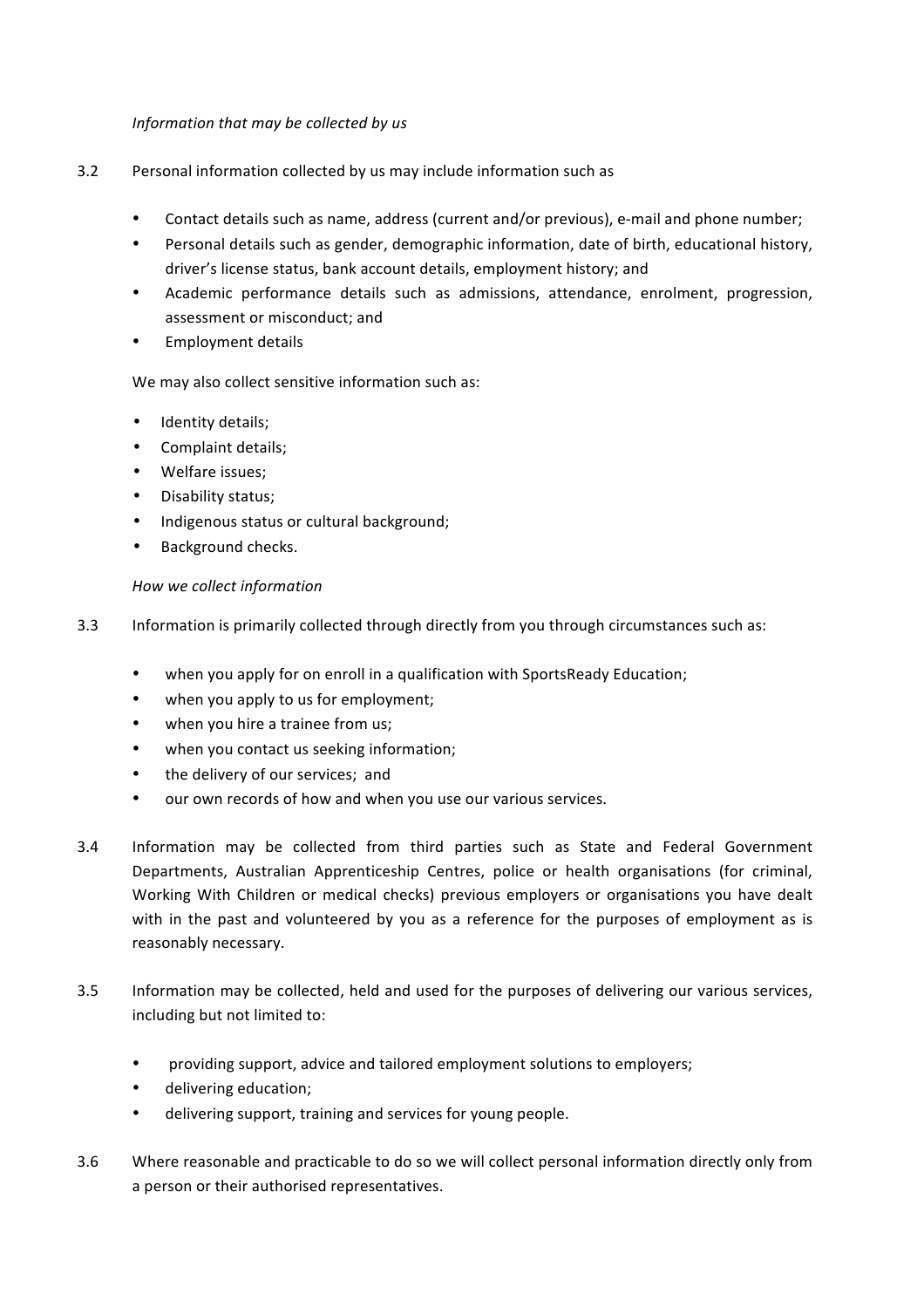*Information that may be collected by us*

3.2 Personal information collected by us may include information such as

- Contact details such as name, address (current and/or previous), e-mail and phone number;
- Personal details such as gender, demographic information, date of birth, educational history, driver's license status, bank account details, employment history; and
- Academic performance details such as admissions, attendance, enrolment, progression, assessment or misconduct; and
- Employment details

We may also collect sensitive information such as:

- Identity details;
- Complaint details;
- Welfare issues;
- Disability status;
- Indigenous status or cultural background;
- Background checks.

*How we collect information*

3.3 Information is primarily collected through directly from you through circumstances such as:

- when you apply for on enroll in a qualification with SportsReady Education;
- when you apply to us for employment;
- when you hire a trainee from us;
- when you contact us seeking information;
- the delivery of our services; and
- our own records of how and when you use our various services.

3.4 Information may be collected from third parties such as State and Federal Government Departments, Australian Apprenticeship Centres, police or health organisations (for criminal, Working With Children or medical checks) previous employers or organisations you have dealt with in the past and volunteered by you as a reference for the purposes of employment as is reasonably necessary.

3.5 Information may be collected, held and used for the purposes of delivering our various services, including but not limited to:

- providing support, advice and tailored employment solutions to employers;
- delivering education;
- delivering support, training and services for young people.

3.6 Where reasonable and practicable to do so we will collect personal information directly only from a person or their authorised representatives.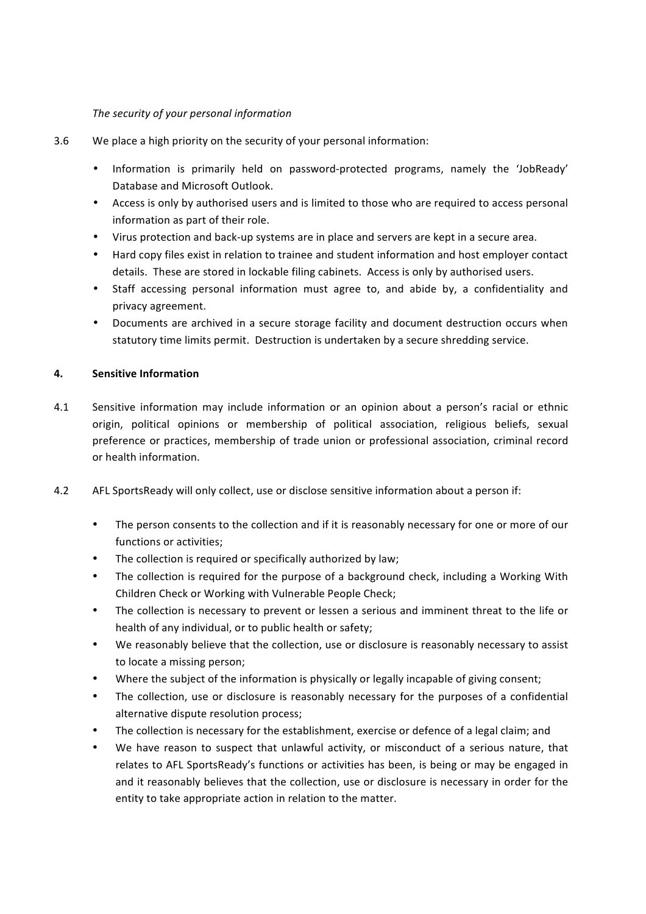*The security of your personal information*

3.6 We place a high priority on the security of your personal information:

- Information is primarily held on password-protected programs, namely the 'JobReady' Database and Microsoft Outlook.
- Access is only by authorised users and is limited to those who are required to access personal information as part of their role.
- Virus protection and back-up systems are in place and servers are kept in a secure area.
- Hard copy files exist in relation to trainee and student information and host employer contact details. These are stored in lockable filing cabinets. Access is only by authorised users.
- Staff accessing personal information must agree to, and abide by, a confidentiality and privacy agreement.
- Documents are archived in a secure storage facility and document destruction occurs when statutory time limits permit. Destruction is undertaken by a secure shredding service.

## 4. Sensitive Information

4.1 Sensitive information may include information or an opinion about a person's racial or ethnic origin, political opinions or membership of political association, religious beliefs, sexual preference or practices, membership of trade union or professional association, criminal record or health information.

4.2 AFL SportsReady will only collect, use or disclose sensitive information about a person if:

- The person consents to the collection and if it is reasonably necessary for one or more of our functions or activities;
- The collection is required or specifically authorized by law;
- The collection is required for the purpose of a background check, including a Working With Children Check or Working with Vulnerable People Check;
- The collection is necessary to prevent or lessen a serious and imminent threat to the life or health of any individual, or to public health or safety;
- We reasonably believe that the collection, use or disclosure is reasonably necessary to assist to locate a missing person;
- Where the subject of the information is physically or legally incapable of giving consent;
- The collection, use or disclosure is reasonably necessary for the purposes of a confidential alternative dispute resolution process;
- The collection is necessary for the establishment, exercise or defence of a legal claim; and
- We have reason to suspect that unlawful activity, or misconduct of a serious nature, that relates to AFL SportsReady's functions or activities has been, is being or may be engaged in and it reasonably believes that the collection, use or disclosure is necessary in order for the entity to take appropriate action in relation to the matter.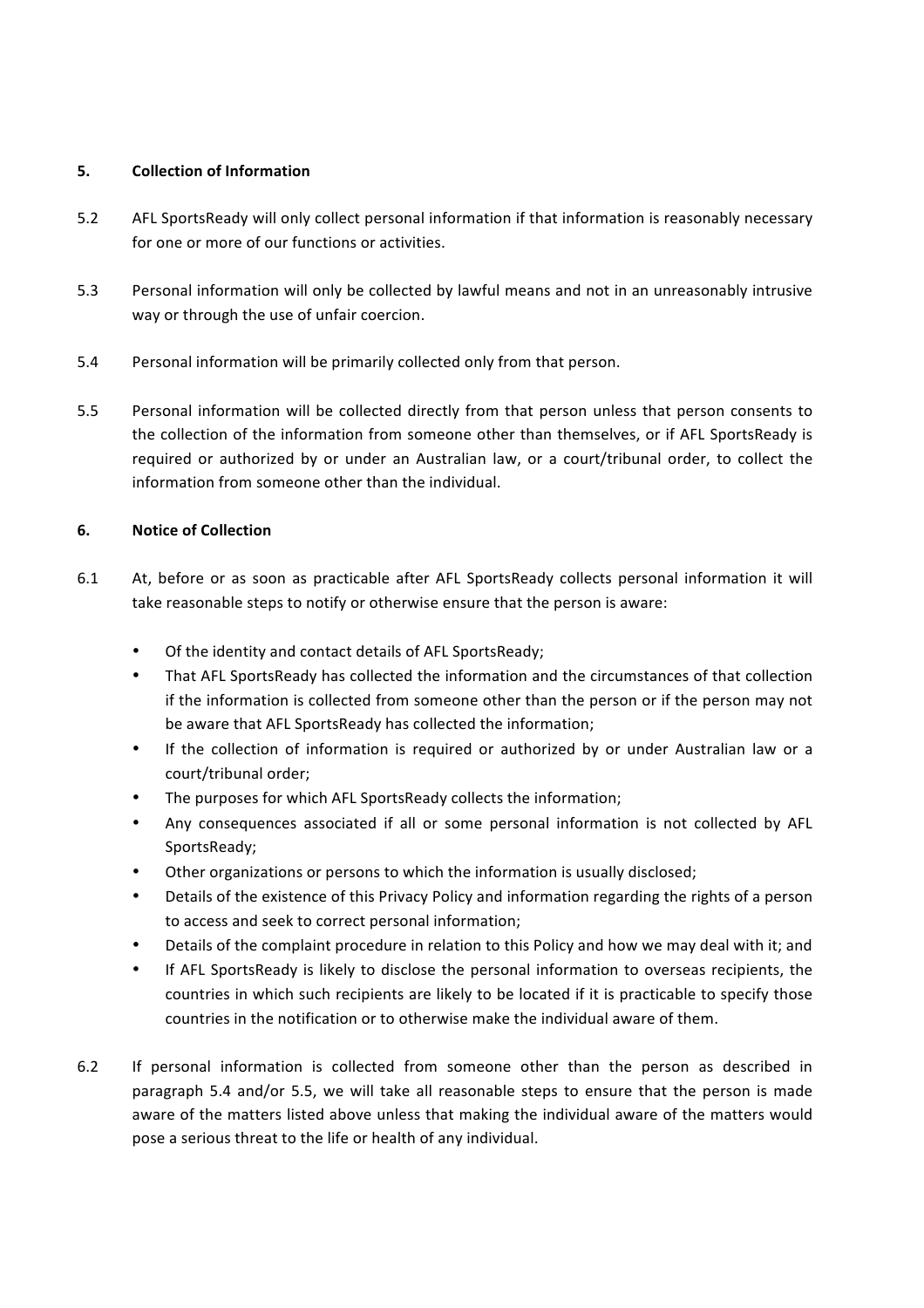## 5. Collection of Information

5.2 AFL SportsReady will only collect personal information if that information is reasonably necessary for one or more of our functions or activities.

5.3 Personal information will only be collected by lawful means and not in an unreasonably intrusive way or through the use of unfair coercion.

5.4 Personal information will be primarily collected only from that person.

5.5 Personal information will be collected directly from that person unless that person consents to the collection of the information from someone other than themselves, or if AFL SportsReady is required or authorized by or under an Australian law, or a court/tribunal order, to collect the information from someone other than the individual.

## 6. Notice of Collection

6.1 At, before or as soon as practicable after AFL SportsReady collects personal information it will take reasonable steps to notify or otherwise ensure that the person is aware:

- Of the identity and contact details of AFL SportsReady;
- That AFL SportsReady has collected the information and the circumstances of that collection if the information is collected from someone other than the person or if the person may not be aware that AFL SportsReady has collected the information;
- If the collection of information is required or authorized by or under Australian law or a court/tribunal order;
- The purposes for which AFL SportsReady collects the information;
- Any consequences associated if all or some personal information is not collected by AFL SportsReady;
- Other organizations or persons to which the information is usually disclosed;
- Details of the existence of this Privacy Policy and information regarding the rights of a person to access and seek to correct personal information;
- Details of the complaint procedure in relation to this Policy and how we may deal with it; and
- If AFL SportsReady is likely to disclose the personal information to overseas recipients, the countries in which such recipients are likely to be located if it is practicable to specify those countries in the notification or to otherwise make the individual aware of them.

6.2 If personal information is collected from someone other than the person as described in paragraph 5.4 and/or 5.5, we will take all reasonable steps to ensure that the person is made aware of the matters listed above unless that making the individual aware of the matters would pose a serious threat to the life or health of any individual.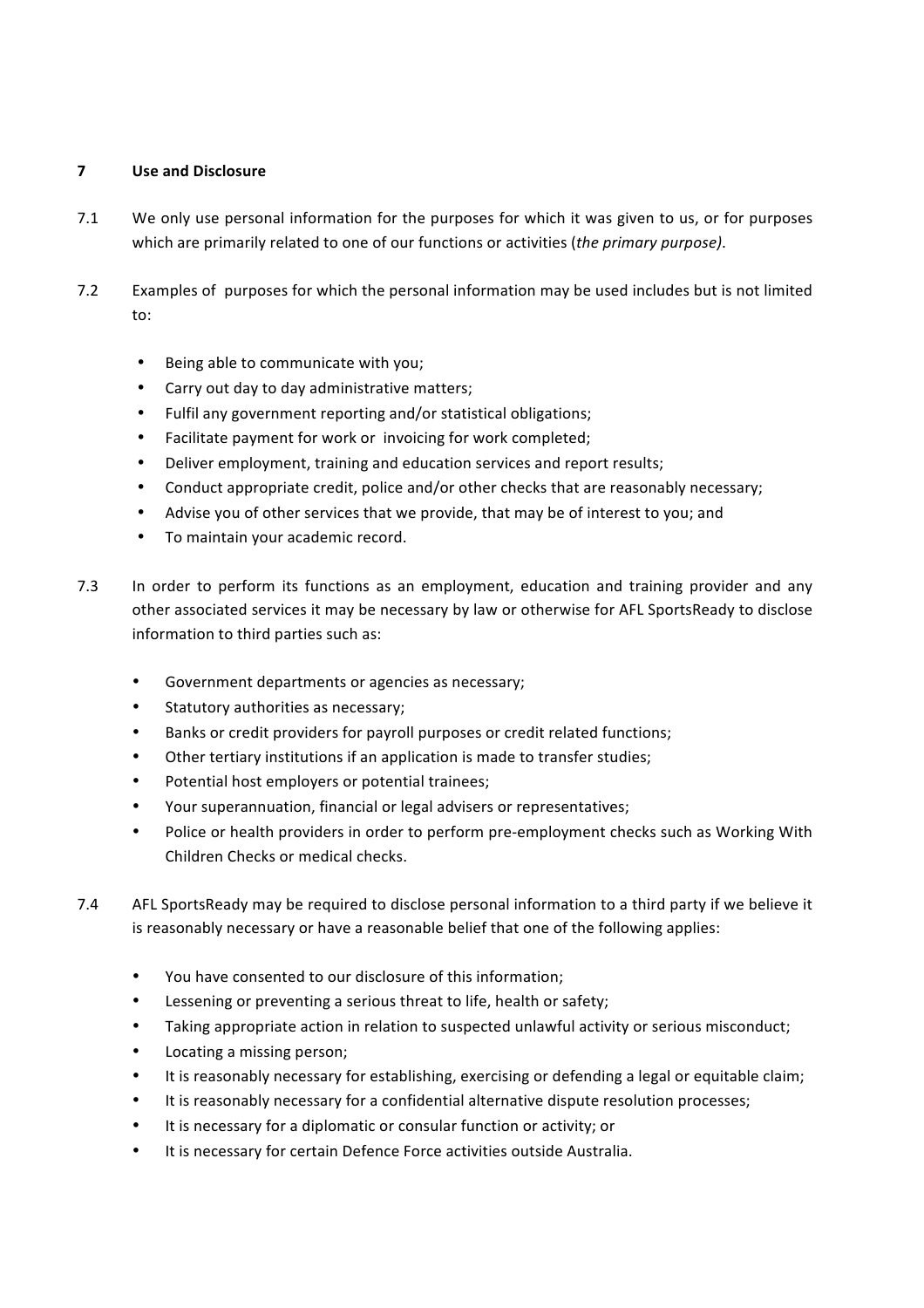## 7 Use and Disclosure

7.1 We only use personal information for the purposes for which it was given to us, or for purposes which are primarily related to one of our functions or activities (*the primary purpose)*.

7.2 Examples of purposes for which the personal information may be used includes but is not limited to:

- Being able to communicate with you;
- Carry out day to day administrative matters;
- Fulfil any government reporting and/or statistical obligations;
- Facilitate payment for work or invoicing for work completed;
- Deliver employment, training and education services and report results;
- Conduct appropriate credit, police and/or other checks that are reasonably necessary;
- Advise you of other services that we provide, that may be of interest to you; and
- To maintain your academic record.

7.3 In order to perform its functions as an employment, education and training provider and any other associated services it may be necessary by law or otherwise for AFL SportsReady to disclose information to third parties such as:

- Government departments or agencies as necessary;
- Statutory authorities as necessary;
- Banks or credit providers for payroll purposes or credit related functions;
- Other tertiary institutions if an application is made to transfer studies;
- Potential host employers or potential trainees;
- Your superannuation, financial or legal advisers or representatives;
- Police or health providers in order to perform pre-employment checks such as Working With Children Checks or medical checks.

7.4 AFL SportsReady may be required to disclose personal information to a third party if we believe it is reasonably necessary or have a reasonable belief that one of the following applies:

- You have consented to our disclosure of this information;
- Lessening or preventing a serious threat to life, health or safety;
- Taking appropriate action in relation to suspected unlawful activity or serious misconduct;
- Locating a missing person;
- It is reasonably necessary for establishing, exercising or defending a legal or equitable claim;
- It is reasonably necessary for a confidential alternative dispute resolution processes;
- It is necessary for a diplomatic or consular function or activity; or
- It is necessary for certain Defence Force activities outside Australia.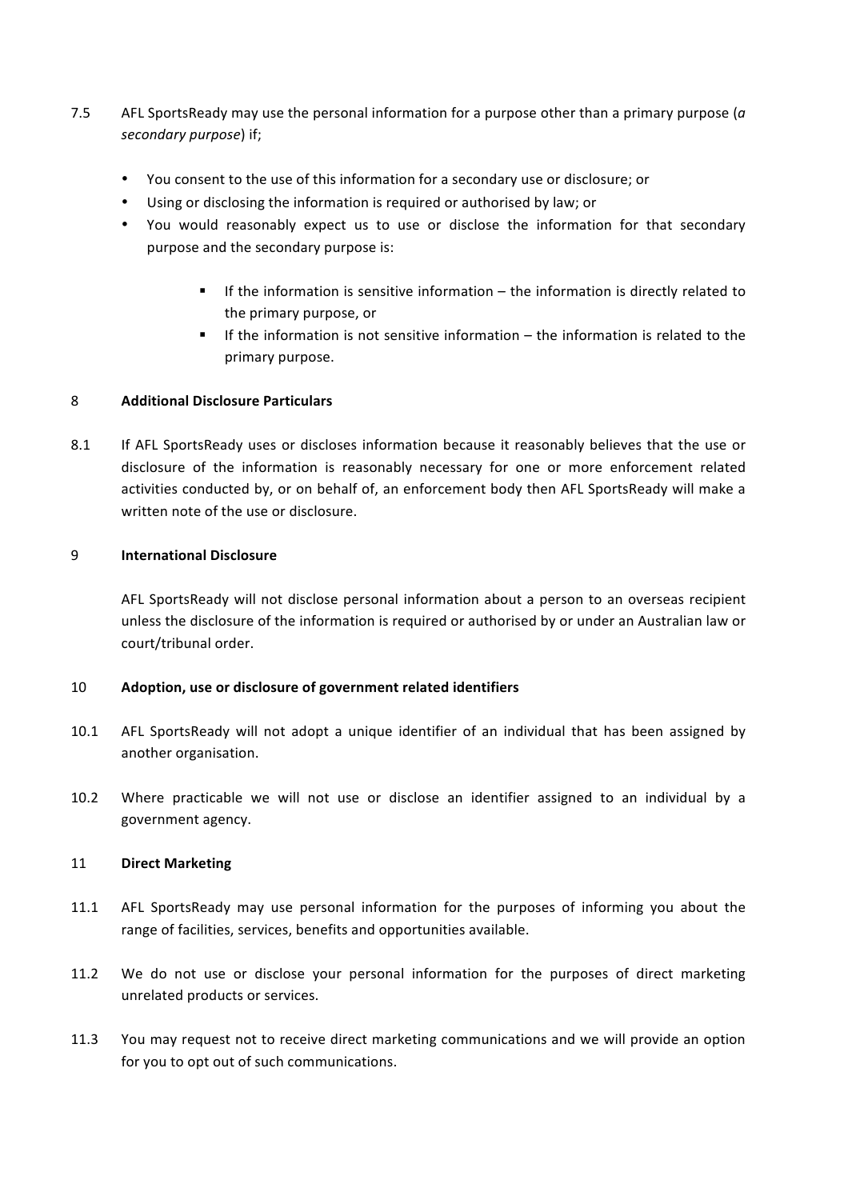7.5 AFL SportsReady may use the personal information for a purpose other than a primary purpose (*a secondary purpose*) if;

- You consent to the use of this information for a secondary use or disclosure; or
- Using or disclosing the information is required or authorised by law; or
- You would reasonably expect us to use or disclose the information for that secondary purpose and the secondary purpose is:
  - If the information is sensitive information – the information is directly related to the primary purpose, or
  - If the information is not sensitive information – the information is related to the primary purpose.

## 8 Additional Disclosure Particulars

8.1 If AFL SportsReady uses or discloses information because it reasonably believes that the use or disclosure of the information is reasonably necessary for one or more enforcement related activities conducted by, or on behalf of, an enforcement body then AFL SportsReady will make a written note of the use or disclosure.

## 9 International Disclosure

AFL SportsReady will not disclose personal information about a person to an overseas recipient unless the disclosure of the information is required or authorised by or under an Australian law or court/tribunal order.

## 10 Adoption, use or disclosure of government related identifiers

10.1 AFL SportsReady will not adopt a unique identifier of an individual that has been assigned by another organisation.

10.2 Where practicable we will not use or disclose an identifier assigned to an individual by a government agency.

## 11 Direct Marketing

11.1 AFL SportsReady may use personal information for the purposes of informing you about the range of facilities, services, benefits and opportunities available.

11.2 We do not use or disclose your personal information for the purposes of direct marketing unrelated products or services.

11.3 You may request not to receive direct marketing communications and we will provide an option for you to opt out of such communications.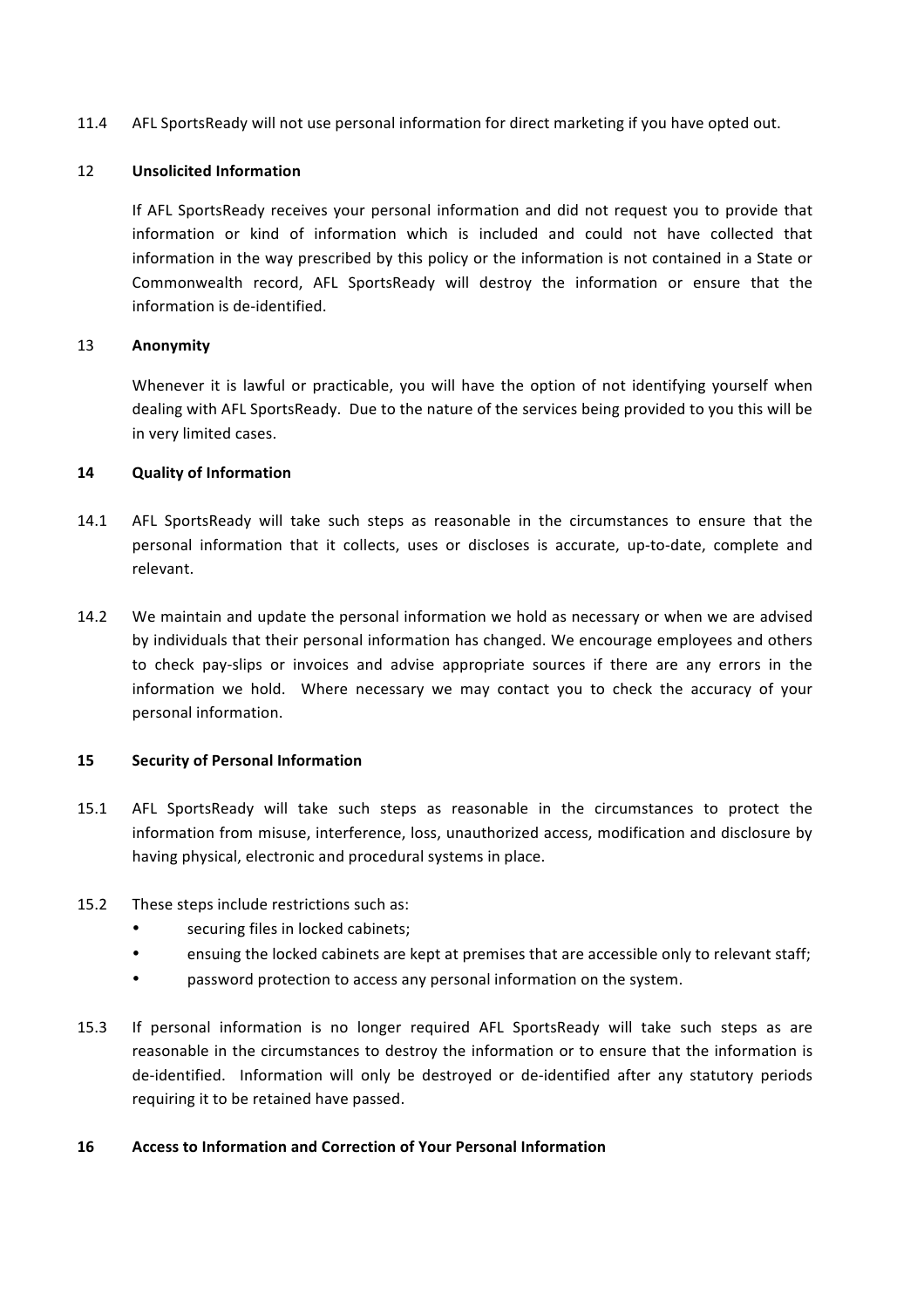11.4 AFL SportsReady will not use personal information for direct marketing if you have opted out.

## 12 Unsolicited Information

If AFL SportsReady receives your personal information and did not request you to provide that information or kind of information which is included and could not have collected that information in the way prescribed by this policy or the information is not contained in a State or Commonwealth record, AFL SportsReady will destroy the information or ensure that the information is de-identified.

## 13 Anonymity

Whenever it is lawful or practicable, you will have the option of not identifying yourself when dealing with AFL SportsReady. Due to the nature of the services being provided to you this will be in very limited cases.

## 14 Quality of Information

14.1 AFL SportsReady will take such steps as reasonable in the circumstances to ensure that the personal information that it collects, uses or discloses is accurate, up-to-date, complete and relevant.

14.2 We maintain and update the personal information we hold as necessary or when we are advised by individuals that their personal information has changed. We encourage employees and others to check pay-slips or invoices and advise appropriate sources if there are any errors in the information we hold. Where necessary we may contact you to check the accuracy of your personal information.

## 15 Security of Personal Information

15.1 AFL SportsReady will take such steps as reasonable in the circumstances to protect the information from misuse, interference, loss, unauthorized access, modification and disclosure by having physical, electronic and procedural systems in place.

15.2 These steps include restrictions such as:

- securing files in locked cabinets;
- ensuing the locked cabinets are kept at premises that are accessible only to relevant staff;
- password protection to access any personal information on the system.

15.3 If personal information is no longer required AFL SportsReady will take such steps as are reasonable in the circumstances to destroy the information or to ensure that the information is de-identified. Information will only be destroyed or de-identified after any statutory periods requiring it to be retained have passed.

## 16 Access to Information and Correction of Your Personal Information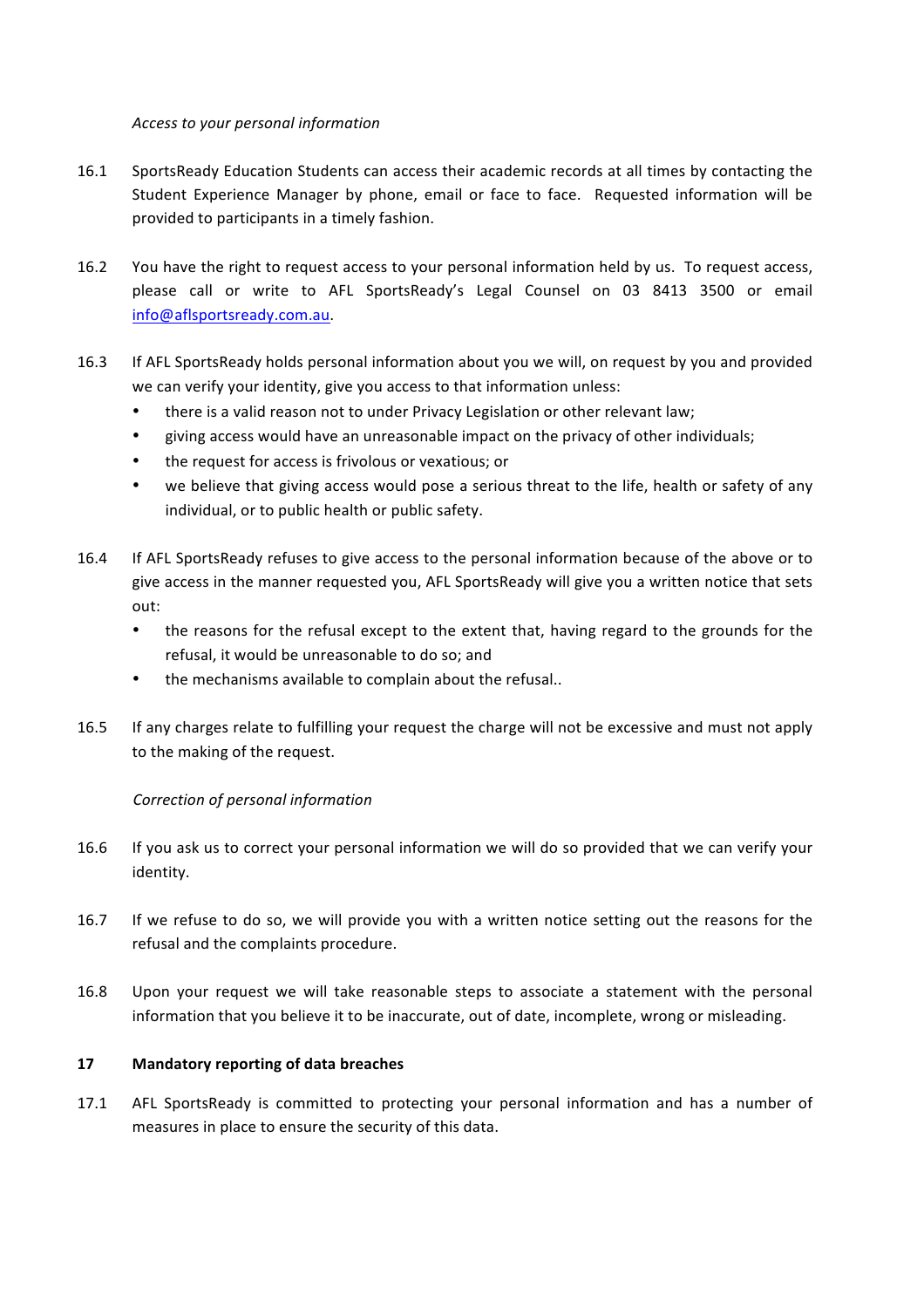*Access to your personal information*

16.1 SportsReady Education Students can access their academic records at all times by contacting the Student Experience Manager by phone, email or face to face. Requested information will be provided to participants in a timely fashion.

16.2 You have the right to request access to your personal information held by us. To request access, please call or write to AFL SportsReady's Legal Counsel on 03 8413 3500 or email [info@aflsportsready.com.au](mailto:info@aflsportsready.com.au).

16.3 If AFL SportsReady holds personal information about you we will, on request by you and provided we can verify your identity, give you access to that information unless:

- there is a valid reason not to under Privacy Legislation or other relevant law;
- giving access would have an unreasonable impact on the privacy of other individuals;
- the request for access is frivolous or vexatious; or
- we believe that giving access would pose a serious threat to the life, health or safety of any individual, or to public health or public safety.

16.4 If AFL SportsReady refuses to give access to the personal information because of the above or to give access in the manner requested you, AFL SportsReady will give you a written notice that sets out:

- the reasons for the refusal except to the extent that, having regard to the grounds for the refusal, it would be unreasonable to do so; and
- the mechanisms available to complain about the refusal..

16.5 If any charges relate to fulfilling your request the charge will not be excessive and must not apply to the making of the request.

*Correction of personal information*

16.6 If you ask us to correct your personal information we will do so provided that we can verify your identity.

16.7 If we refuse to do so, we will provide you with a written notice setting out the reasons for the refusal and the complaints procedure.

16.8 Upon your request we will take reasonable steps to associate a statement with the personal information that you believe it to be inaccurate, out of date, incomplete, wrong or misleading.

## 17 Mandatory reporting of data breaches

17.1 AFL SportsReady is committed to protecting your personal information and has a number of measures in place to ensure the security of this data.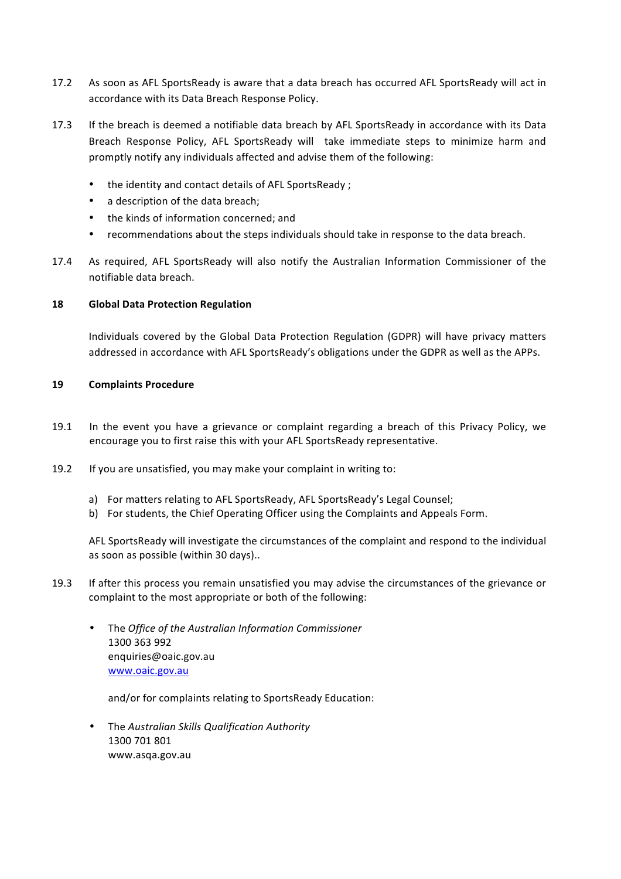17.2 As soon as AFL SportsReady is aware that a data breach has occurred AFL SportsReady will act in accordance with its Data Breach Response Policy.

17.3 If the breach is deemed a notifiable data breach by AFL SportsReady in accordance with its Data Breach Response Policy, AFL SportsReady will take immediate steps to minimize harm and promptly notify any individuals affected and advise them of the following:

- the identity and contact details of AFL SportsReady ;
- a description of the data breach;
- the kinds of information concerned; and
- recommendations about the steps individuals should take in response to the data breach.

17.4 As required, AFL SportsReady will also notify the Australian Information Commissioner of the notifiable data breach.

**18 Global Data Protection Regulation**

Individuals covered by the Global Data Protection Regulation (GDPR) will have privacy matters addressed in accordance with AFL SportsReady's obligations under the GDPR as well as the APPs.

**19 Complaints Procedure**

19.1 In the event you have a grievance or complaint regarding a breach of this Privacy Policy, we encourage you to first raise this with your AFL SportsReady representative.

19.2 If you are unsatisfied, you may make your complaint in writing to:

a) For matters relating to AFL SportsReady, AFL SportsReady's Legal Counsel;
b) For students, the Chief Operating Officer using the Complaints and Appeals Form.

AFL SportsReady will investigate the circumstances of the complaint and respond to the individual as soon as possible (within 30 days)..

19.3 If after this process you remain unsatisfied you may advise the circumstances of the grievance or complaint to the most appropriate or both of the following:

- The *Office of the Australian Information Commissioner*
  1300 363 992
  enquiries@oaic.gov.au
  www.oaic.gov.au

  and/or for complaints relating to SportsReady Education:

- The *Australian Skills Qualification Authority*
  1300 701 801
  www.asqa.gov.au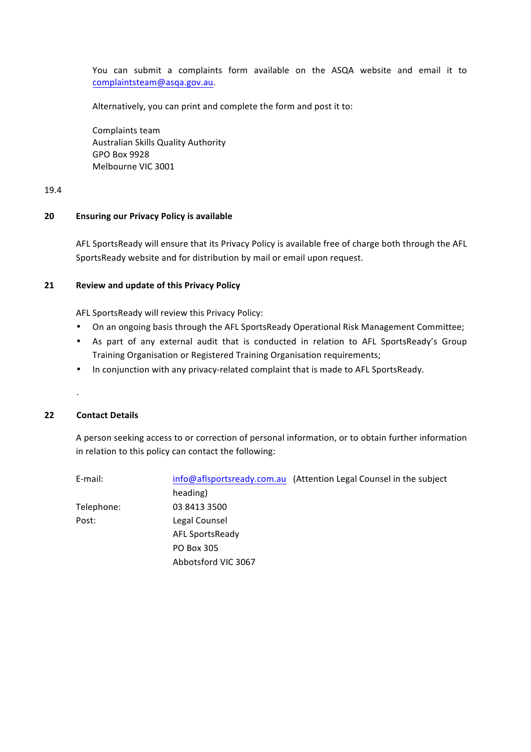You can submit a complaints form available on the ASQA website and email it to complaintsteam@asqa.gov.au.

Alternatively, you can print and complete the form and post it to:

Complaints team  
Australian Skills Quality Authority  
GPO Box 9928  
Melbourne VIC 3001

19.4

## 20 Ensuring our Privacy Policy is available

AFL SportsReady will ensure that its Privacy Policy is available free of charge both through the AFL SportsReady website and for distribution by mail or email upon request.

## 21 Review and update of this Privacy Policy

AFL SportsReady will review this Privacy Policy:

- On an ongoing basis through the AFL SportsReady Operational Risk Management Committee;
- As part of any external audit that is conducted in relation to AFL SportsReady's Group Training Organisation or Registered Training Organisation requirements;
- In conjunction with any privacy-related complaint that is made to AFL SportsReady.

.

## 22 Contact Details

A person seeking access to or correction of personal information, or to obtain further information in relation to this policy can contact the following:

| | |
|---|---|
| E-mail: | info@aflsportsready.com.au (Attention Legal Counsel in the subject heading) |
| Telephone: | 03 8413 3500 |
| Post: | Legal Counsel<br>AFL SportsReady<br>PO Box 305<br>Abbotsford VIC 3067 |